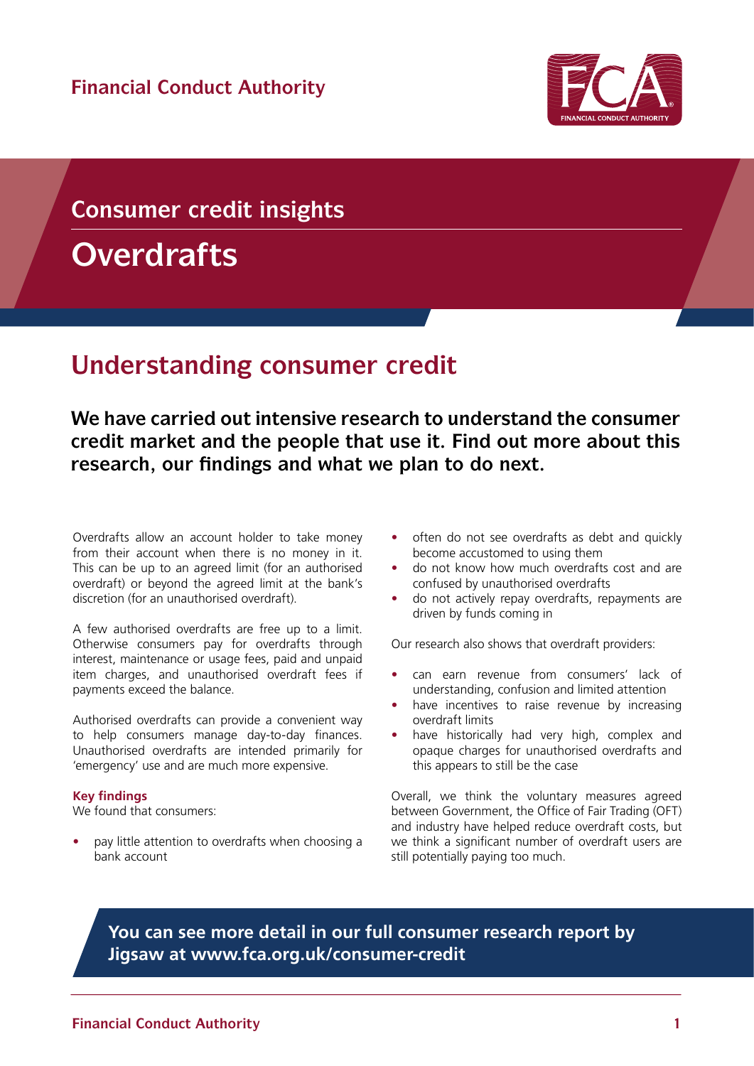Financial Conduct Authority

## Consumer credit insights

# Overdrafts

## Understanding consumer credit

**We have carried out intensive research to understand the consumer credit market and the people that use it. Find out more about this research, our findings and what we plan to do next.**

Overdrafts allow an account holder to take money from their account when there is no money in it. This can be up to an agreed limit (for an authorised overdraft) or beyond the agreed limit at the bank's discretion (for an unauthorised overdraft).

A few authorised overdrafts are free up to a limit. Otherwise consumers pay for overdrafts through interest, maintenance or usage fees, paid and unpaid item charges, and unauthorised overdraft fees if payments exceed the balance.

Authorised overdrafts can provide a convenient way to help consumers manage day-to-day finances. Unauthorised overdrafts are intended primarily for 'emergency' use and are much more expensive.

**Key findings**
We found that consumers:

- pay little attention to overdrafts when choosing a bank account
- often do not see overdrafts as debt and quickly become accustomed to using them
- do not know how much overdrafts cost and are confused by unauthorised overdrafts
- do not actively repay overdrafts, repayments are driven by funds coming in

Our research also shows that overdraft providers:

- can earn revenue from consumers' lack of understanding, confusion and limited attention
- have incentives to raise revenue by increasing overdraft limits
- have historically had very high, complex and opaque charges for unauthorised overdrafts and this appears to still be the case

Overall, we think the voluntary measures agreed between Government, the Office of Fair Trading (OFT) and industry have helped reduce overdraft costs, but we think a significant number of overdraft users are still potentially paying too much.

**You can see more detail in our full consumer research report by Jigsaw at www.fca.org.uk/consumer-credit**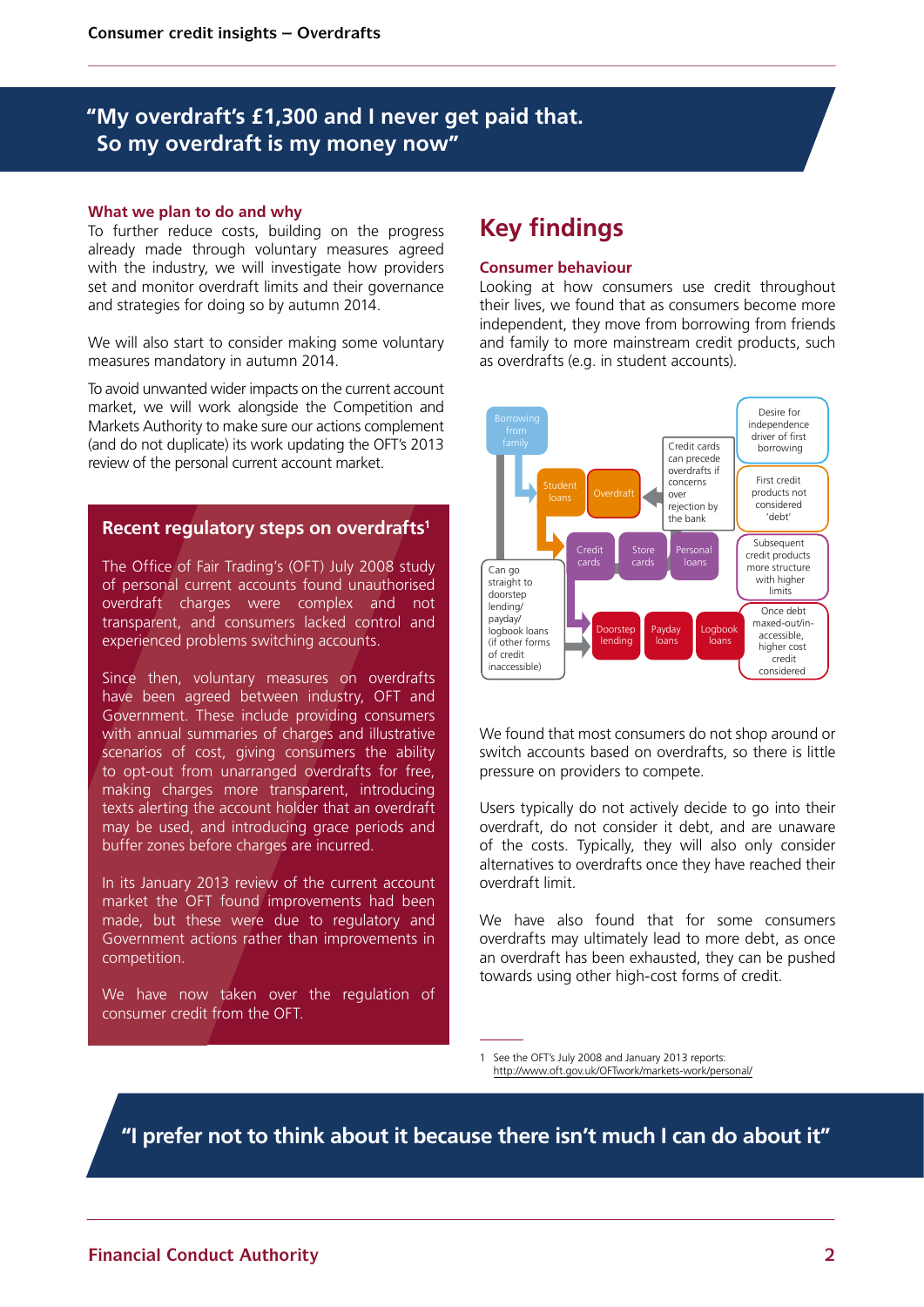> **"My overdraft's £1,300 and I never get paid that. So my overdraft is my money now"**

### What we plan to do and why

To further reduce costs, building on the progress already made through voluntary measures agreed with the industry, we will investigate how providers set and monitor overdraft limits and their governance and strategies for doing so by autumn 2014.

We will also start to consider making some voluntary measures mandatory in autumn 2014.

To avoid unwanted wider impacts on the current account market, we will work alongside the Competition and Markets Authority to make sure our actions complement (and do not duplicate) its work updating the OFT's 2013 review of the personal current account market.

### Recent regulatory steps on overdrafts[1]

The Office of Fair Trading's (OFT) July 2008 study of personal current accounts found unauthorised overdraft charges were complex and not transparent, and consumers lacked control and experienced problems switching accounts.

Since then, voluntary measures on overdrafts have been agreed between industry, OFT and Government. These include providing consumers with annual summaries of charges and illustrative scenarios of cost, giving consumers the ability to opt-out from unarranged overdrafts for free, making charges more transparent, introducing texts alerting the account holder that an overdraft may be used, and introducing grace periods and buffer zones before charges are incurred.

In its January 2013 review of the current account market the OFT found improvements had been made, but these were due to regulatory and Government actions rather than improvements in competition.

We have now taken over the regulation of consumer credit from the OFT.

## Key findings

### Consumer behaviour

Looking at how consumers use credit throughout their lives, we found that as consumers become more independent, they move from borrowing from friends and family to more mainstream credit products, such as overdrafts (e.g. in student accounts).

Borrowing from family → Student loans → Overdraft ← Credit cards can precede overdrafts if other concerns over rejection by the bank

Credit cards | Store cards | Personal loans

Doorstep lending | Payday loans | Logbook loans

Can go straight to doorstep lending/payday/logbook loans (if other forms of credit inaccessible)

- Desire for independence driver of first borrowing
- First credit products not considered 'debt'
- Subsequent credit products more structure with higher limits
- Once debt maxed-out/in-accessible, higher cost credit considered

We found that most consumers do not shop around or switch accounts based on overdrafts, so there is little pressure on providers to compete.

Users typically do not actively decide to go into their overdraft, do not consider it debt, and are unaware of the costs. Typically, they will also only consider alternatives to overdrafts once they have reached their overdraft limit.

We have also found that for some consumers overdrafts may ultimately lead to more debt, as once an overdraft has been exhausted, they can be pushed towards using other high-cost forms of credit.

1 See the OFT's July 2008 and January 2013 reports: http://www.oft.gov.uk/OFTwork/markets-work/personal/

> **"I prefer not to think about it because there isn't much I can do about it"**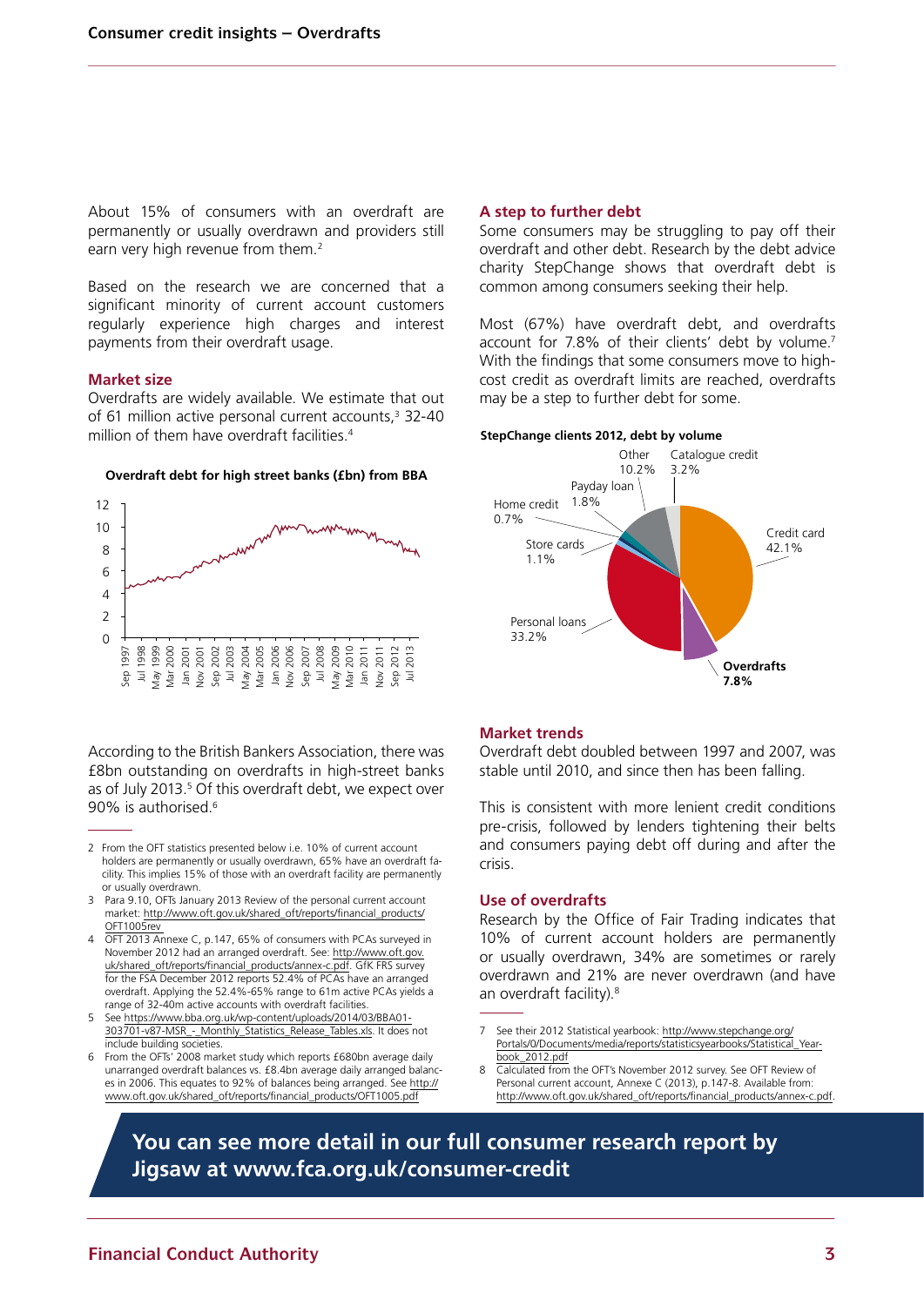About 15% of consumers with an overdraft are permanently or usually overdrawn and providers still earn very high revenue from them.[2]

Based on the research we are concerned that a significant minority of current account customers regularly experience high charges and interest payments from their overdraft usage.

### Market size

Overdrafts are widely available. We estimate that out of 61 million active personal current accounts,[3] 32-40 million of them have overdraft facilities.[4]

**Overdraft debt for high street banks (£bn) from BBA**

According to the British Bankers Association, there was £8bn outstanding on overdrafts in high-street banks as of July 2013.[5] Of this overdraft debt, we expect over 90% is authorised.[6]

### A step to further debt

Some consumers may be struggling to pay off their overdraft and other debt. Research by the debt advice charity StepChange shows that overdraft debt is common among consumers seeking their help.

Most (67%) have overdraft debt, and overdrafts account for 7.8% of their clients' debt by volume.[7] With the findings that some consumers move to high-cost credit as overdraft limits are reached, overdrafts may be a step to further debt for some.

**StepChange clients 2012, debt by volume**

| Debt type | Share |
|---|---|
| Credit card | 42.1% |
| Personal loans | 33.2% |
| Overdrafts | 7.8% |
| Other | 10.2% |
| Catalogue credit | 3.2% |
| Payday loan | 1.8% |
| Store cards | 1.1% |
| Home credit | 0.7% |

### Market trends

Overdraft debt doubled between 1997 and 2007, was stable until 2010, and since then has been falling.

This is consistent with more lenient credit conditions pre-crisis, followed by lenders tightening their belts and consumers paying debt off during and after the crisis.

### Use of overdrafts

Research by the Office of Fair Trading indicates that 10% of current account holders are permanently or usually overdrawn, 34% are sometimes or rarely overdrawn and 21% are never overdrawn (and have an overdraft facility).[8]

---

2 From the OFT statistics presented below i.e. 10% of current account holders are permanently or usually overdrawn, 65% have an overdraft facility. This implies 15% of those with an overdraft facility are permanently or usually overdrawn.

3 Para 9.10, OFTs January 2013 Review of the personal current account market: http://www.oft.gov.uk/shared_oft/reports/financial_products/OFT1005rev

4 OFT 2013 Annexe C, p.147, 65% of consumers with PCAs surveyed in November 2012 had an arranged overdraft. See: http://www.oft.gov.uk/shared_oft/reports/financial_products/annex-c.pdf. GfK FRS survey for the FSA December 2012 reports 52.4% of PCAs have an arranged overdraft. Applying the 52.4%-65% range to 61m active PCAs yields a range of 32-40m active accounts with overdraft facilities.

5 See https://www.bba.org.uk/wp-content/uploads/2014/03/BBA01-303701-v87-MSR_-_Monthly_Statistics_Release_Tables.xls. It does not include building societies.

6 From the OFTs' 2008 market study which reports £680bn average daily unarranged overdraft balances vs. £8.4bn average daily arranged balances in 2006. This equates to 92% of balances being arranged. See http://www.oft.gov.uk/shared_oft/reports/financial_products/OFT1005.pdf

7 See their 2012 Statistical yearbook: http://www.stepchange.org/Portals/0/Documents/media/reports/statisticsyearbooks/Statistical_Yearbook_2012.pdf

8 Calculated from the OFT's November 2012 survey. See OFT Review of Personal current account, Annexe C (2013), p.147-8. Available from: http://www.oft.gov.uk/shared_oft/reports/financial_products/annex-c.pdf.

**You can see more detail in our full consumer research report by Jigsaw at www.fca.org.uk/consumer-credit**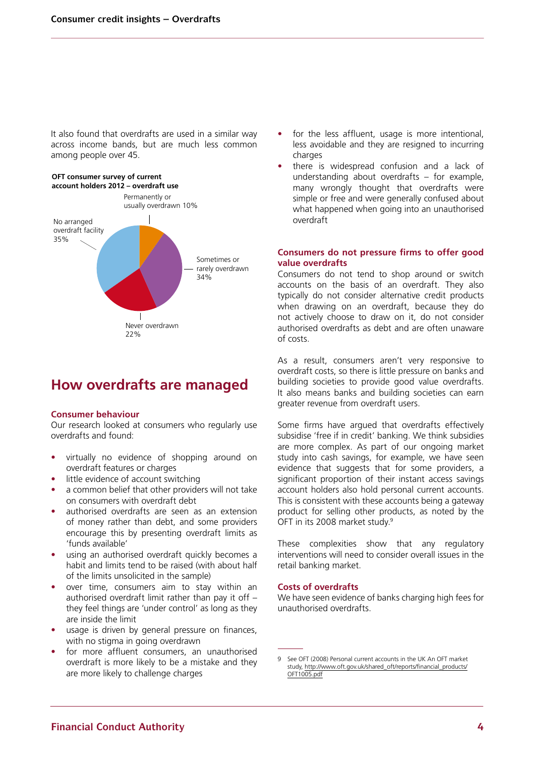It also found that overdrafts are used in a similar way across income bands, but are much less common among people over 45.

**OFT consumer survey of current account holders 2012 – overdraft use**

Permanently or usually overdrawn 10%

No arranged overdraft facility 35%

Sometimes or rarely overdrawn 34%

Never overdrawn 22%

## How overdrafts are managed

### Consumer behaviour

Our research looked at consumers who regularly use overdrafts and found:

- virtually no evidence of shopping around on overdraft features or charges
- little evidence of account switching
- a common belief that other providers will not take on consumers with overdraft debt
- authorised overdrafts are seen as an extension of money rather than debt, and some providers encourage this by presenting overdraft limits as 'funds available'
- using an authorised overdraft quickly becomes a habit and limits tend to be raised (with about half of the limits unsolicited in the sample)
- over time, consumers aim to stay within an authorised overdraft limit rather than pay it off – they feel things are 'under control' as long as they are inside the limit
- usage is driven by general pressure on finances, with no stigma in going overdrawn
- for more affluent consumers, an unauthorised overdraft is more likely to be a mistake and they are more likely to challenge charges
- for the less affluent, usage is more intentional, less avoidable and they are resigned to incurring charges
- there is widespread confusion and a lack of understanding about overdrafts – for example, many wrongly thought that overdrafts were simple or free and were generally confused about what happened when going into an unauthorised overdraft

### Consumers do not pressure firms to offer good value overdrafts

Consumers do not tend to shop around or switch accounts on the basis of an overdraft. They also typically do not consider alternative credit products when drawing on an overdraft, because they do not actively choose to draw on it, do not consider authorised overdrafts as debt and are often unaware of costs.

As a result, consumers aren't very responsive to overdraft costs, so there is little pressure on banks and building societies to provide good value overdrafts. It also means banks and building societies can earn greater revenue from overdraft users.

Some firms have argued that overdrafts effectively subsidise 'free if in credit' banking. We think subsidies are more complex. As part of our ongoing market study into cash savings, for example, we have seen evidence that suggests that for some providers, a significant proportion of their instant access savings account holders also hold personal current accounts. This is consistent with these accounts being a gateway product for selling other products, as noted by the OFT in its 2008 market study.[9]

These complexities show that any regulatory interventions will need to consider overall issues in the retail banking market.

### Costs of overdrafts

We have seen evidence of banks charging high fees for unauthorised overdrafts.

---

9 See OFT (2008) Personal current accounts in the UK An OFT market study, http://www.oft.gov.uk/shared_oft/reports/financial_products/OFT1005.pdf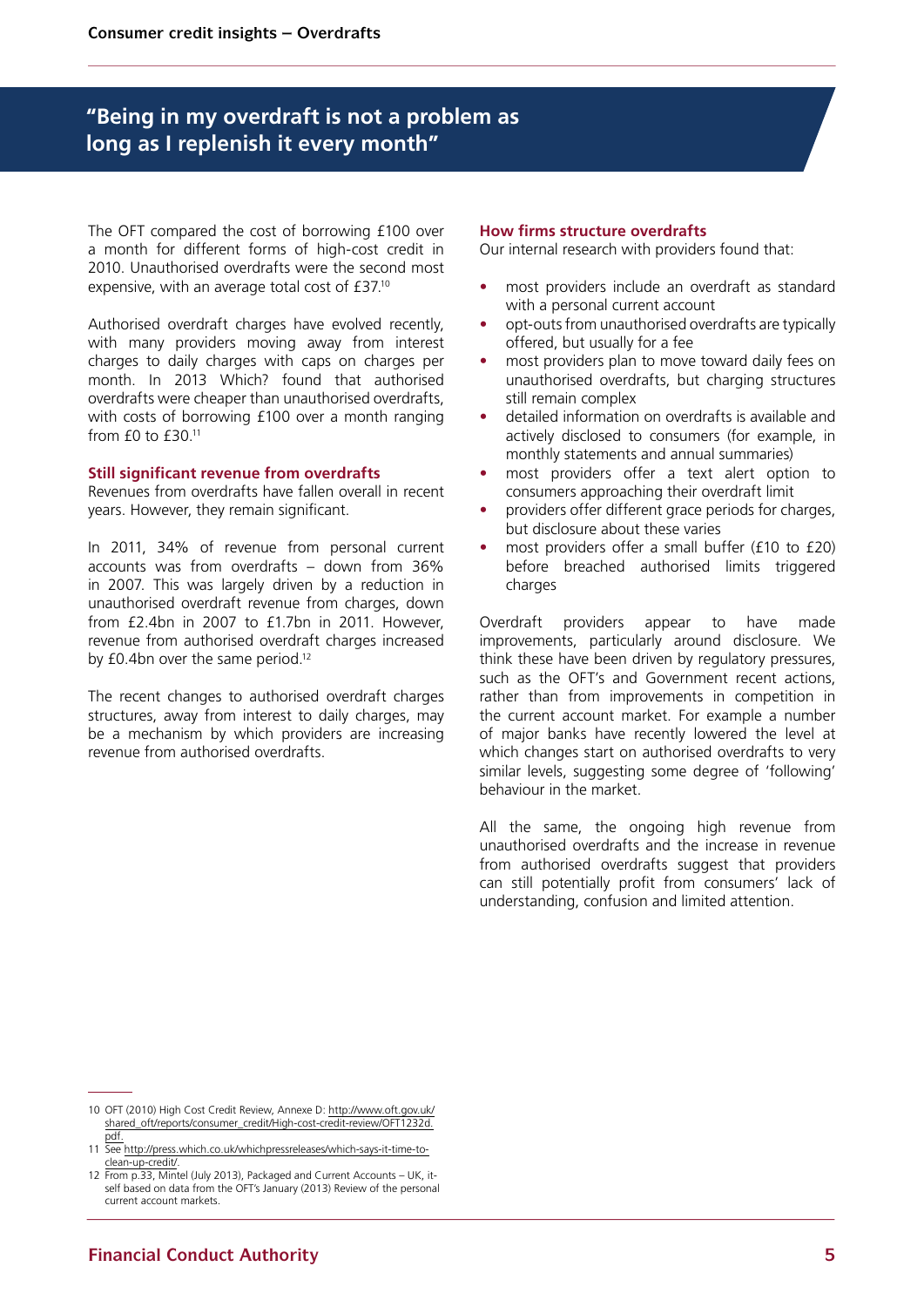## "Being in my overdraft is not a problem as long as I replenish it every month"

The OFT compared the cost of borrowing £100 over a month for different forms of high-cost credit in 2010. Unauthorised overdrafts were the second most expensive, with an average total cost of £37.[10]

Authorised overdraft charges have evolved recently, with many providers moving away from interest charges to daily charges with caps on charges per month. In 2013 Which? found that authorised overdrafts were cheaper than unauthorised overdrafts, with costs of borrowing £100 over a month ranging from £0 to £30.[11]

### Still significant revenue from overdrafts

Revenues from overdrafts have fallen overall in recent years. However, they remain significant.

In 2011, 34% of revenue from personal current accounts was from overdrafts – down from 36% in 2007. This was largely driven by a reduction in unauthorised overdraft revenue from charges, down from £2.4bn in 2007 to £1.7bn in 2011. However, revenue from authorised overdraft charges increased by £0.4bn over the same period.[12]

The recent changes to authorised overdraft charges structures, away from interest to daily charges, may be a mechanism by which providers are increasing revenue from authorised overdrafts.

### How firms structure overdrafts

Our internal research with providers found that:

- most providers include an overdraft as standard with a personal current account
- opt-outs from unauthorised overdrafts are typically offered, but usually for a fee
- most providers plan to move toward daily fees on unauthorised overdrafts, but charging structures still remain complex
- detailed information on overdrafts is available and actively disclosed to consumers (for example, in monthly statements and annual summaries)
- most providers offer a text alert option to consumers approaching their overdraft limit
- providers offer different grace periods for charges, but disclosure about these varies
- most providers offer a small buffer (£10 to £20) before breached authorised limits triggered charges

Overdraft providers appear to have made improvements, particularly around disclosure. We think these have been driven by regulatory pressures, such as the OFT's and Government recent actions, rather than from improvements in competition in the current account market. For example a number of major banks have recently lowered the level at which changes start on authorised overdrafts to very similar levels, suggesting some degree of 'following' behaviour in the market.

All the same, the ongoing high revenue from unauthorised overdrafts and the increase in revenue from authorised overdrafts suggest that providers can still potentially profit from consumers' lack of understanding, confusion and limited attention.

---

10 OFT (2010) High Cost Credit Review, Annexe D: http://www.oft.gov.uk/shared_oft/reports/consumer_credit/High-cost-credit-review/OFT1232d.pdf.

11 See http://press.which.co.uk/whichpressreleases/which-says-it-time-to-clean-up-credit/.

12 From p.33, Mintel (July 2013), Packaged and Current Accounts – UK, itself based on data from the OFT's January (2013) Review of the personal current account markets.